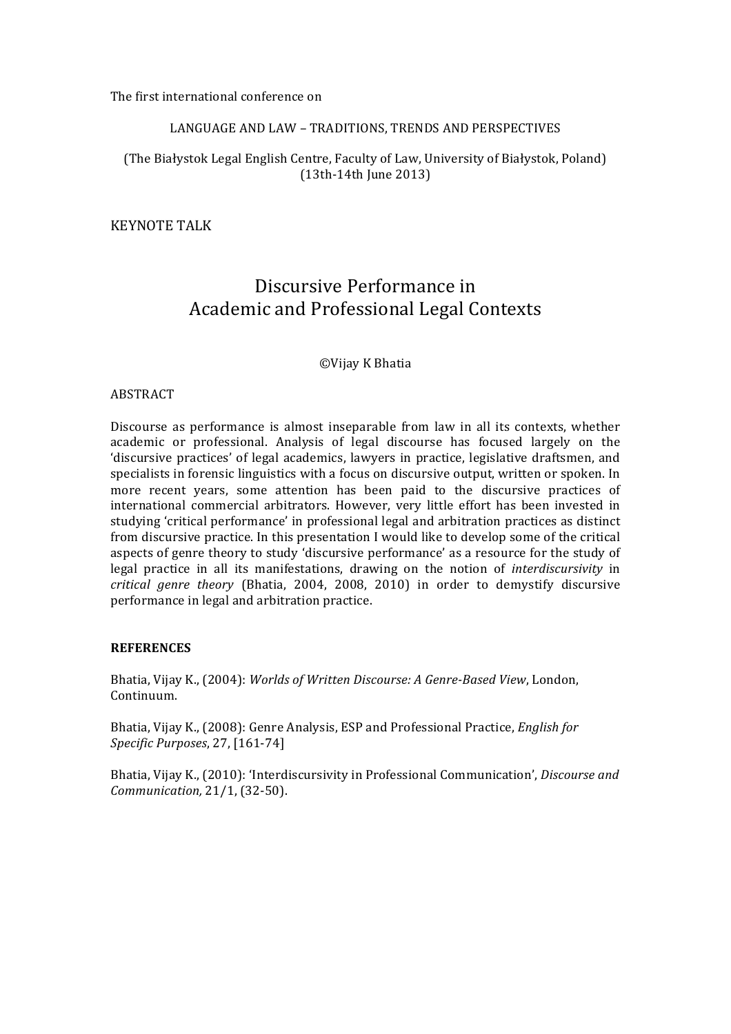The first international conference on

LANGUAGE AND LAW – TRADITIONS, TRENDS AND PERSPECTIVES

(The Białystok Legal English Centre, Faculty of Law, University of Białystok, Poland)
(13th-14th June 2013)

KEYNOTE TALK

# Discursive Performance in Academic and Professional Legal Contexts

©Vijay K Bhatia

ABSTRACT

Discourse as performance is almost inseparable from law in all its contexts, whether academic or professional. Analysis of legal discourse has focused largely on the 'discursive practices' of legal academics, lawyers in practice, legislative draftsmen, and specialists in forensic linguistics with a focus on discursive output, written or spoken. In more recent years, some attention has been paid to the discursive practices of international commercial arbitrators. However, very little effort has been invested in studying 'critical performance' in professional legal and arbitration practices as distinct from discursive practice. In this presentation I would like to develop some of the critical aspects of genre theory to study 'discursive performance' as a resource for the study of legal practice in all its manifestations, drawing on the notion of *interdiscursivity* in *critical genre theory* (Bhatia, 2004, 2008, 2010) in order to demystify discursive performance in legal and arbitration practice.

**REFERENCES**

Bhatia, Vijay K., (2004): *Worlds of Written Discourse: A Genre-Based View*, London, Continuum.

Bhatia, Vijay K., (2008): Genre Analysis, ESP and Professional Practice, *English for Specific Purposes*, 27, [161-74]

Bhatia, Vijay K., (2010): 'Interdiscursivity in Professional Communication', *Discourse and Communication,* 21/1, (32-50).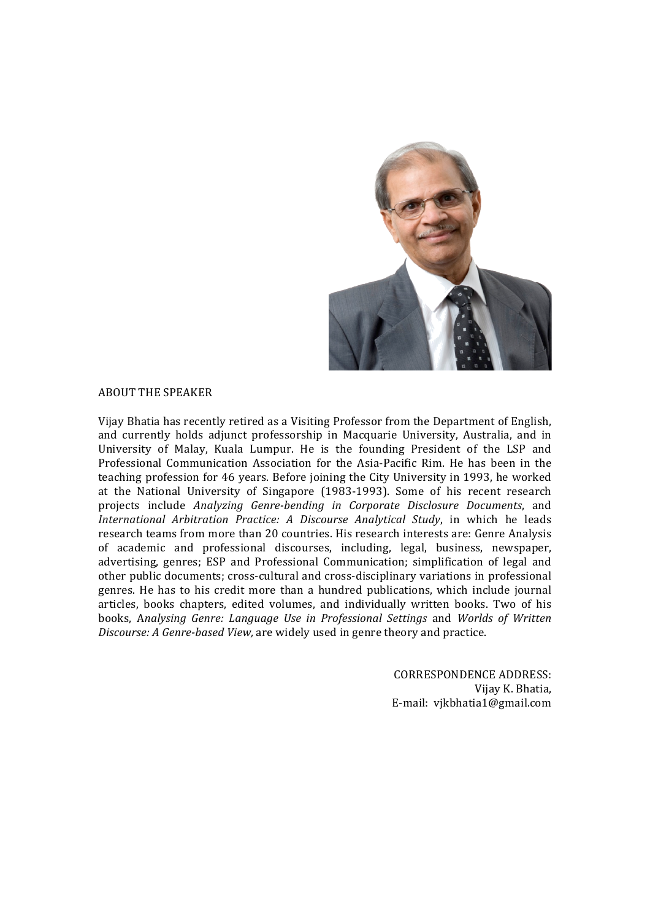ABOUT THE SPEAKER

Vijay Bhatia has recently retired as a Visiting Professor from the Department of English, and currently holds adjunct professorship in Macquarie University, Australia, and in University of Malay, Kuala Lumpur. He is the founding President of the LSP and Professional Communication Association for the Asia-Pacific Rim. He has been in the teaching profession for 46 years. Before joining the City University in 1993, he worked at the National University of Singapore (1983-1993). Some of his recent research projects include *Analyzing Genre-bending in Corporate Disclosure Documents*, and *International Arbitration Practice: A Discourse Analytical Study*, in which he leads research teams from more than 20 countries. His research interests are: Genre Analysis of academic and professional discourses, including, legal, business, newspaper, advertising, genres; ESP and Professional Communication; simplification of legal and other public documents; cross-cultural and cross-disciplinary variations in professional genres. He has to his credit more than a hundred publications, which include journal articles, books chapters, edited volumes, and individually written books. Two of his books, A*nalysing Genre: Language Use in Professional Settings* and *Worlds of Written Discourse: A Genre-based View,* are widely used in genre theory and practice.

CORRESPONDENCE ADDRESS:
Vijay K. Bhatia,
E-mail: vjkbhatia1@gmail.com